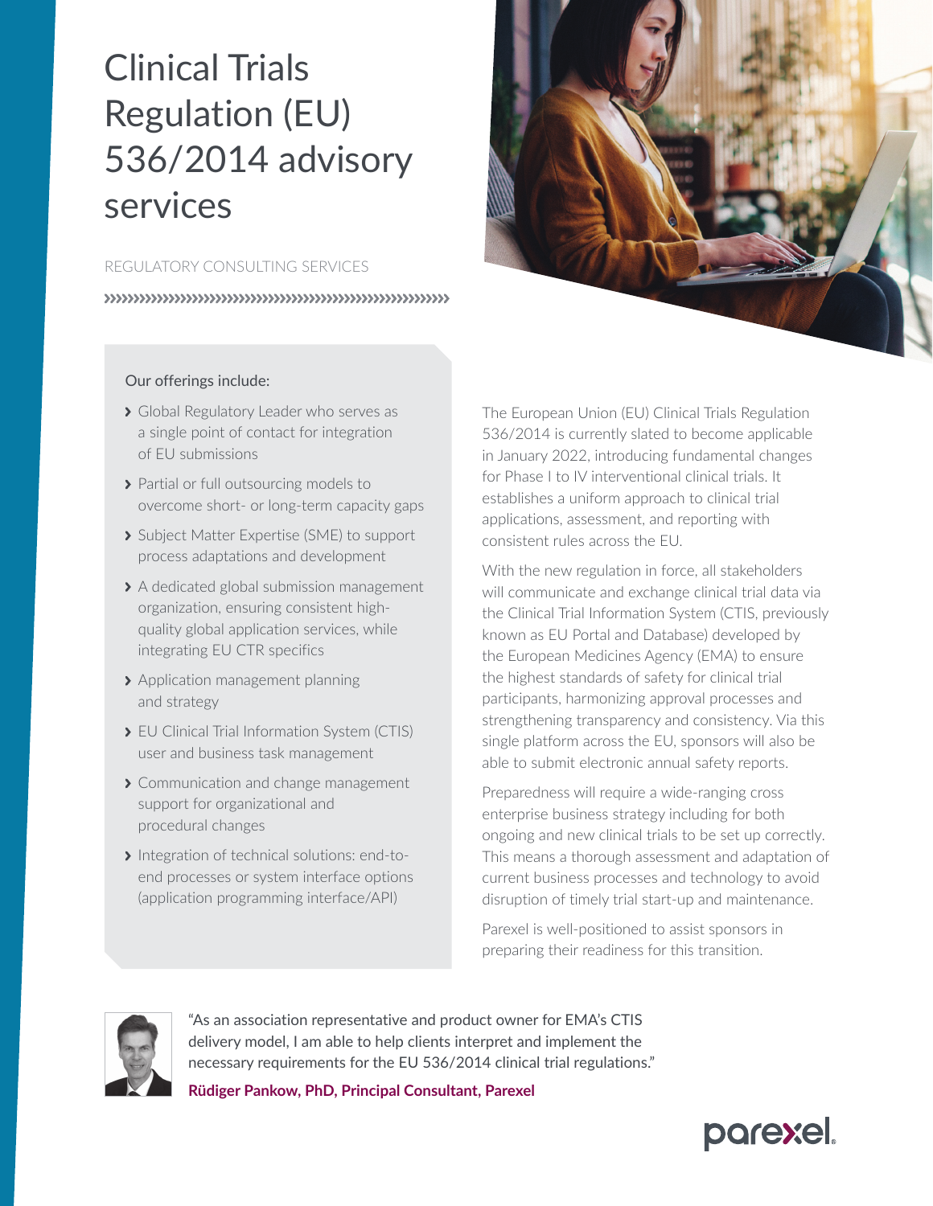# Clinical Trials Regulation (EU) 536/2014 advisory services

REGULATORY CONSULTING SERVICES

Our offerings include:

- Global Regulatory Leader who serves as a single point of contact for integration of EU submissions
- Partial or full outsourcing models to overcome short- or long-term capacity gaps
- Subject Matter Expertise (SME) to support process adaptations and development
- A dedicated global submission management organization, ensuring consistent high-quality global application services, while integrating EU CTR specifics
- Application management planning and strategy
- EU Clinical Trial Information System (CTIS) user and business task management
- Communication and change management support for organizational and procedural changes
- Integration of technical solutions: end-to-end processes or system interface options (application programming interface/API)

The European Union (EU) Clinical Trials Regulation 536/2014 is currently slated to become applicable in January 2022, introducing fundamental changes for Phase I to IV interventional clinical trials. It establishes a uniform approach to clinical trial applications, assessment, and reporting with consistent rules across the EU.

With the new regulation in force, all stakeholders will communicate and exchange clinical trial data via the Clinical Trial Information System (CTIS, previously known as EU Portal and Database) developed by the European Medicines Agency (EMA) to ensure the highest standards of safety for clinical trial participants, harmonizing approval processes and strengthening transparency and consistency. Via this single platform across the EU, sponsors will also be able to submit electronic annual safety reports.

Preparedness will require a wide-ranging cross enterprise business strategy including for both ongoing and new clinical trials to be set up correctly. This means a thorough assessment and adaptation of current business processes and technology to avoid disruption of timely trial start-up and maintenance.

Parexel is well-positioned to assist sponsors in preparing their readiness for this transition.

"As an association representative and product owner for EMA's CTIS delivery model, I am able to help clients interpret and implement the necessary requirements for the EU 536/2014 clinical trial regulations."

**Rüdiger Pankow, PhD, Principal Consultant, Parexel**

parexel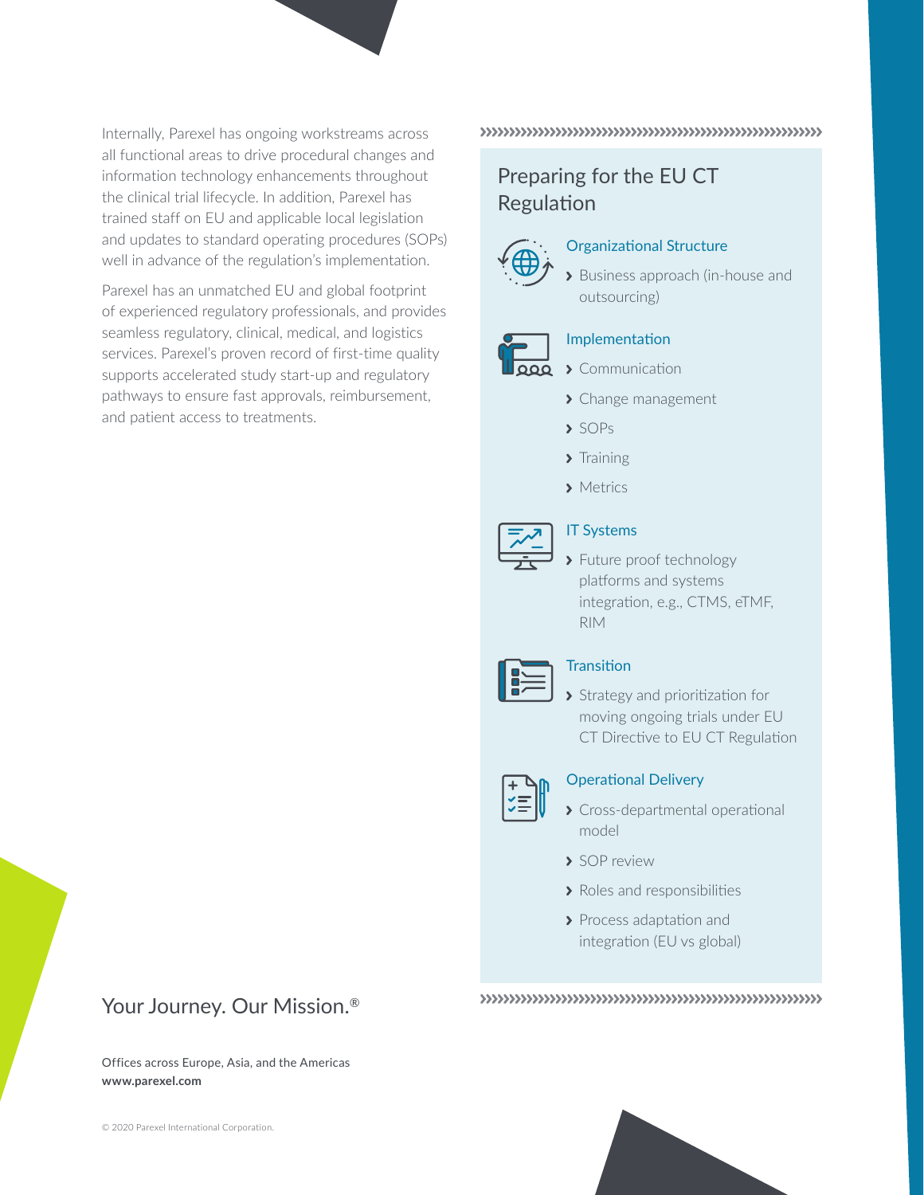Internally, Parexel has ongoing workstreams across all functional areas to drive procedural changes and information technology enhancements throughout the clinical trial lifecycle. In addition, Parexel has trained staff on EU and applicable local legislation and updates to standard operating procedures (SOPs) well in advance of the regulation's implementation.

Parexel has an unmatched EU and global footprint of experienced regulatory professionals, and provides seamless regulatory, clinical, medical, and logistics services. Parexel's proven record of first-time quality supports accelerated study start-up and regulatory pathways to ensure fast approvals, reimbursement, and patient access to treatments.

## Preparing for the EU CT Regulation

### Organizational Structure

- Business approach (in-house and outsourcing)

### Implementation

- Communication
- Change management
- SOPs
- Training
- Metrics

### IT Systems

- Future proof technology platforms and systems integration, e.g., CTMS, eTMF, RIM

### Transition

- Strategy and prioritization for moving ongoing trials under EU CT Directive to EU CT Regulation

### Operational Delivery

- Cross-departmental operational model
- SOP review
- Roles and responsibilities
- Process adaptation and integration (EU vs global)

Your Journey. Our Mission.®

Offices across Europe, Asia, and the Americas
**www.parexel.com**

© 2020 Parexel International Corporation.